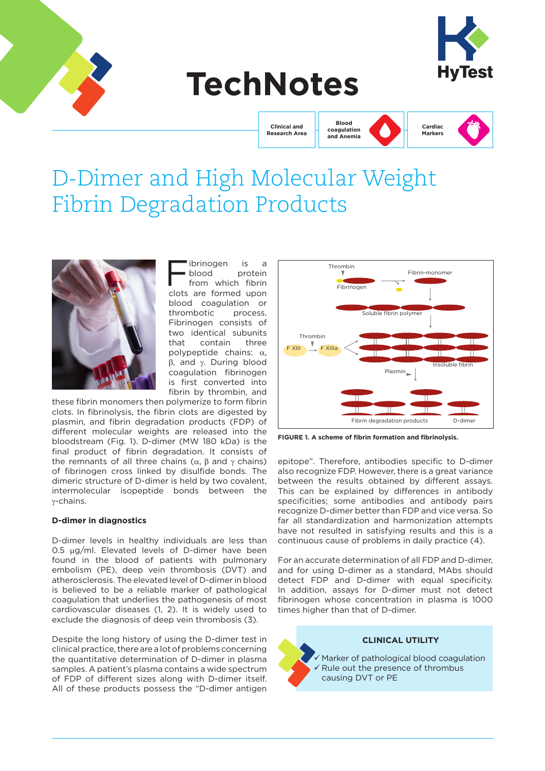# TechNotes

Clinical and Research Area | Blood coagulation and Anemia | Cardiac Markers

# D-Dimer and High Molecular Weight Fibrin Degradation Products

Fibrinogen is a blood protein from which fibrin clots are formed upon blood coagulation or thrombotic process. Fibrinogen consists of two identical subunits that contain three polypeptide chains: α, β, and γ. During blood coagulation fibrinogen is first converted into fibrin by thrombin, and these fibrin monomers then polymerize to form fibrin clots. In fibrinolysis, the fibrin clots are digested by plasmin, and fibrin degradation products (FDP) of different molecular weights are released into the bloodstream (Fig. 1). D-dimer (MW 180 kDa) is the final product of fibrin degradation. It consists of the remnants of all three chains (α, β and γ chains) of fibrinogen cross linked by disulfide bonds. The dimeric structure of D-dimer is held by two covalent, intermolecular isopeptide bonds between the γ-chains.

Thrombin
Fibrinogen
Fibrin-monomer
Soluble fibrin polymer
Thrombin
F XIII
F XIIIa
Insoluble fibrin
Plasmin
Fibrin degradation products
D-dimer

**FIGURE 1. A scheme of fibrin formation and fibrinolysis.**

### D-dimer in diagnostics

D-dimer levels in healthy individuals are less than 0.5 μg/ml. Elevated levels of D-dimer have been found in the blood of patients with pulmonary embolism (PE), deep vein thrombosis (DVT) and atherosclerosis. The elevated level of D-dimer in blood is believed to be a reliable marker of pathological coagulation that underlies the pathogenesis of most cardiovascular diseases (1, 2). It is widely used to exclude the diagnosis of deep vein thrombosis (3).

Despite the long history of using the D-dimer test in clinical practice, there are a lot of problems concerning the quantitative determination of D-dimer in plasma samples. A patient's plasma contains a wide spectrum of FDP of different sizes along with D-dimer itself. All of these products possess the "D-dimer antigen epitope". Therefore, antibodies specific to D-dimer also recognize FDP. However, there is a great variance between the results obtained by different assays. This can be explained by differences in antibody specificities; some antibodies and antibody pairs recognize D-dimer better than FDP and vice versa. So far all standardization and harmonization attempts have not resulted in satisfying results and this is a continuous cause of problems in daily practice (4).

For an accurate determination of all FDP and D-dimer, and for using D-dimer as a standard, MAbs should detect FDP and D-dimer with equal specificity. In addition, assays for D-dimer must not detect fibrinogen whose concentration in plasma is 1000 times higher than that of D-dimer.

**CLINICAL UTILITY**

- ✓ Marker of pathological blood coagulation
- ✓ Rule out the presence of thrombus causing DVT or PE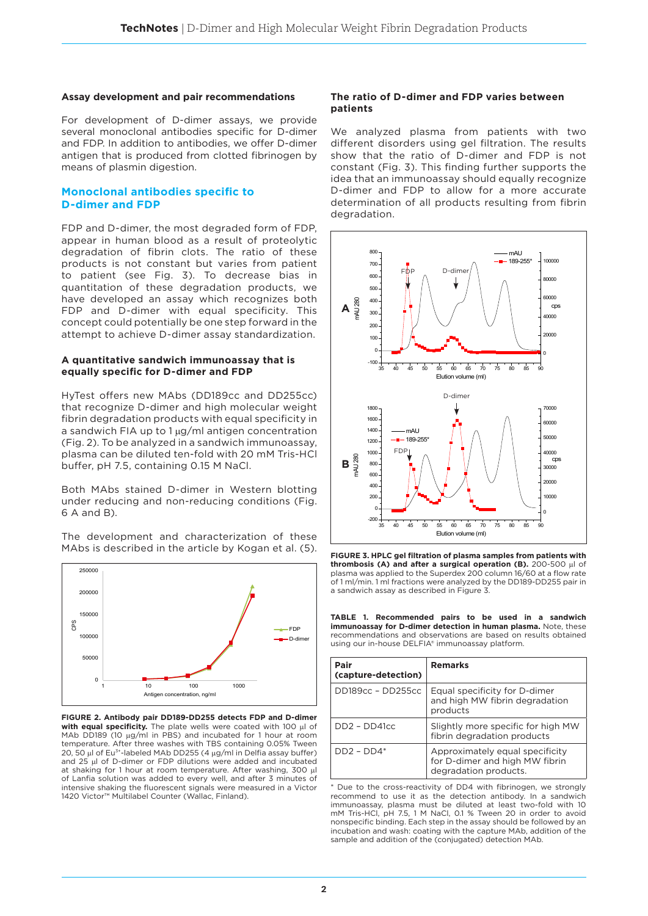### Assay development and pair recommendations

For development of D-dimer assays, we provide several monoclonal antibodies specific for D-dimer and FDP. In addition to antibodies, we offer D-dimer antigen that is produced from clotted fibrinogen by means of plasmin digestion.

## Monoclonal antibodies specific to D-dimer and FDP

FDP and D-dimer, the most degraded form of FDP, appear in human blood as a result of proteolytic degradation of fibrin clots. The ratio of these products is not constant but varies from patient to patient (see Fig. 3). To decrease bias in quantitation of these degradation products, we have developed an assay which recognizes both FDP and D-dimer with equal specificity. This concept could potentially be one step forward in the attempt to achieve D-dimer assay standardization.

### A quantitative sandwich immunoassay that is equally specific for D-dimer and FDP

HyTest offers new MAbs (DD189cc and DD255cc) that recognize D-dimer and high molecular weight fibrin degradation products with equal specificity in a sandwich FIA up to 1 µg/ml antigen concentration (Fig. 2). To be analyzed in a sandwich immunoassay, plasma can be diluted ten-fold with 20 mM Tris-HCl buffer, pH 7.5, containing 0.15 M NaCl.

Both MAbs stained D-dimer in Western blotting under reducing and non-reducing conditions (Fig. 6 A and B).

The development and characterization of these MAbs is described in the article by Kogan et al. (5).

250000
200000
150000
100000
50000
0
CPS
1
10
100
1000
Antigen concentration, ng/ml
FDP
D-dimer

**FIGURE 2. Antibody pair DD189-DD255 detects FDP and D-dimer with equal specificity.** The plate wells were coated with 100 µl of MAb DD189 (10 µg/ml in PBS) and incubated for 1 hour at room temperature. After three washes with TBS containing 0.05% Tween 20, 50 µl of $Eu^{3+}$-labeled MAb DD255 (4 µg/ml in Delfia assay buffer) and 25 µl of D-dimer or FDP dilutions were added and incubated at shaking for 1 hour at room temperature. After washing, 300 µl of Lanfia solution was added to every well, and after 3 minutes of intensive shaking the fluorescent signals were measured in a Victor 1420 Victor™ Multilabel Counter (Wallac, Finland).

### The ratio of D-dimer and FDP varies between patients

We analyzed plasma from patients with two different disorders using gel filtration. The results show that the ratio of D-dimer and FDP is not constant (Fig. 3). This finding further supports the idea that an immunoassay should equally recognize D-dimer and FDP to allow for a more accurate determination of all products resulting from fibrin degradation.

A
mAU 280
800
700
600
500
400
300
200
100
0
-100
35 40 45 50 55 60 65 70 75 80 85 90
Elution volume (ml)
FDP
D-dimer
mAU
189-255*
cps
100000
80000
60000
40000
20000
0

B
mAU 280
1800
1600
1400
1200
1000
800
600
400
200
0
-200
35 40 45 50 55 60 65 70 75 80 85 90
Elution volume (ml)
D-dimer
FDP
mAU
189-255*
cps
70000
60000
50000
40000
30000
20000
10000
0

**FIGURE 3. HPLC gel filtration of plasma samples from patients with thrombosis (A) and after a surgical operation (B).** 200-500 µl of plasma was applied to the Superdex 200 column 16/60 at a flow rate of 1 ml/min. 1 ml fractions were analyzed by the DD189-DD255 pair in a sandwich assay as described in Figure 3.

**TABLE 1. Recommended pairs to be used in a sandwich immunoassay for D-dimer detection in human plasma.** Note, these recommendations and observations are based on results obtained using our in-house DELFIA® immunoassay platform.

| Pair (capture-detection) | Remarks |
|---|---|
| DD189cc – DD255cc | Equal specificity for D-dimer and high MW fibrin degradation products |
| DD2 – DD41cc | Slightly more specific for high MW fibrin degradation products |
| DD2 – DD4* | Approximately equal specificity for D-dimer and high MW fibrin degradation products. |

* Due to the cross-reactivity of DD4 with fibrinogen, we strongly recommend to use it as the detection antibody. In a sandwich immunoassay, plasma must be diluted at least two-fold with 10 mM Tris-HCl, pH 7.5, 1 M NaCl, 0.1 % Tween 20 in order to avoid nonspecific binding. Each step in the assay should be followed by an incubation and wash: coating with the capture MAb, addition of the sample and addition of the (conjugated) detection MAb.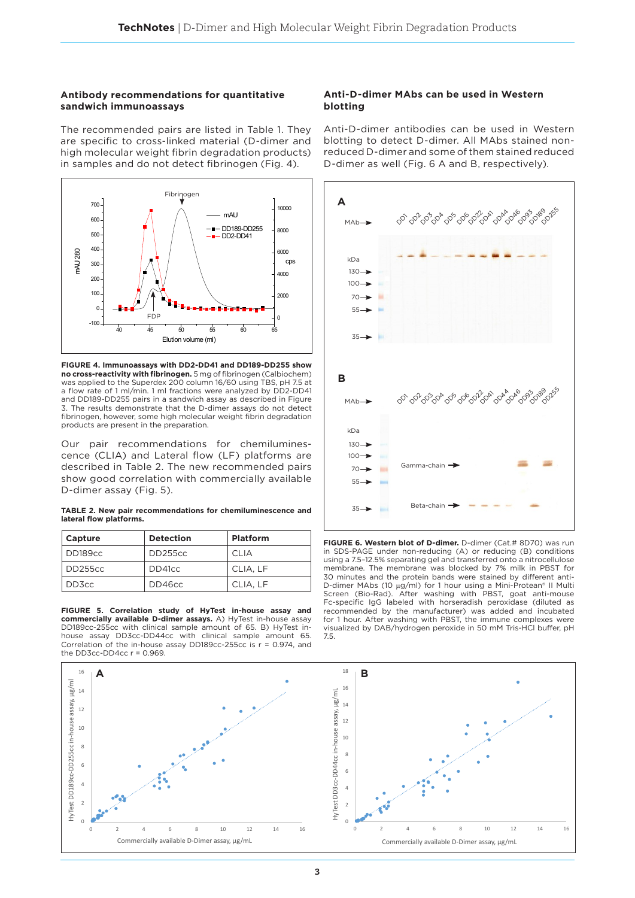## Antibody recommendations for quantitative sandwich immunoassays

The recommended pairs are listed in Table 1. They are specific to cross-linked material (D-dimer and high molecular weight fibrin degradation products) in samples and do not detect fibrinogen (Fig. 4).

Fibrinogen
mAU
DD189-DD255
DD2-DD41
mAU 280
cps
FDP
Elution volume (ml)
700
600
500
400
300
200
100
0
-100
10000
8000
6000
4000
2000
0
40
45
50
55
60
65

**FIGURE 4. Immunoassays with DD2-DD41 and DD189-DD255 show no cross-reactivity with fibrinogen.** 5 mg of fibrinogen (Calbiochem) was applied to the Superdex 200 column 16/60 using TBS, pH 7.5 at a flow rate of 1 ml/min. 1 ml fractions were analyzed by DD2-DD41 and DD189-DD255 pairs in a sandwich assay as described in Figure 3. The results demonstrate that the D-dimer assays do not detect fibrinogen, however, some high molecular weight fibrin degradation products are present in the preparation.

Our pair recommendations for chemiluminescence (CLIA) and Lateral flow (LF) platforms are described in Table 2. The new recommended pairs show good correlation with commercially available D-dimer assay (Fig. 5).

**TABLE 2. New pair recommendations for chemiluminescence and lateral flow platforms.**

| Capture | Detection | Platform |
|---|---|---|
| DD189cc | DD255cc | CLIA |
| DD255cc | DD41cc | CLIA, LF |
| DD3cc | DD46cc | CLIA, LF |

**FIGURE 5. Correlation study of HyTest in-house assay and commercially available D-dimer assays.** A) HyTest in-house assay DD189cc-255cc with clinical sample amount of 65. B) HyTest in-house assay DD3cc-DD44cc with clinical sample amount 65. Correlation of the in-house assay DD189cc-255cc is r = 0.974, and the DD3cc-DD4cc r = 0.969.

## Anti-D-dimer MAbs can be used in Western blotting

Anti-D-dimer antibodies can be used in Western blotting to detect D-dimer. All MAbs stained non-reduced D-dimer and some of them stained reduced D-dimer as well (Fig. 6 A and B, respectively).

A
MAb
DD1 DD2 DD3 DD4 DD5 DD6 DD22 DD41 DD44 DD46 DD93 DD189 DD255
kDa
130
100
70
55
35

B
MAb
DD1 DD2 DD3 DD4 DD5 DD6 DD22 DD41 DD44 DD46 DD93 DD189 DD255
kDa
130
100
70
55
35
Gamma-chain
Beta-chain

**FIGURE 6. Western blot of D-dimer.** D-dimer (Cat.# 8D70) was run in SDS-PAGE under non-reducing (A) or reducing (B) conditions using a 7.5–12.5% separating gel and transferred onto a nitrocellulose membrane. The membrane was blocked by 7% milk in PBST for 30 minutes and the protein bands were stained by different anti-D-dimer MAbs (10 µg/ml) for 1 hour using a Mini-Protean® II Multi Screen (Bio-Rad). After washing with PBST, goat anti-mouse Fc-specific IgG labeled with horseradish peroxidase (diluted as recommended by the manufacturer) was added and incubated for 1 hour. After washing with PBST, the immune complexes were visualized by DAB/hydrogen peroxide in 50 mM Tris-HCl buffer, pH 7.5.

A
HyTest DD189cc-DD255cc in-house assay, µg/ml
Commercially available D-Dimer assay, µg/mL
0 2 4 6 8 10 12 14 16

B
HyTest DD3cc-DD44cc in-house assay, µg/mL
Commercially available D-Dimer assay, µg/mL
0 2 4 6 8 10 12 14 16 18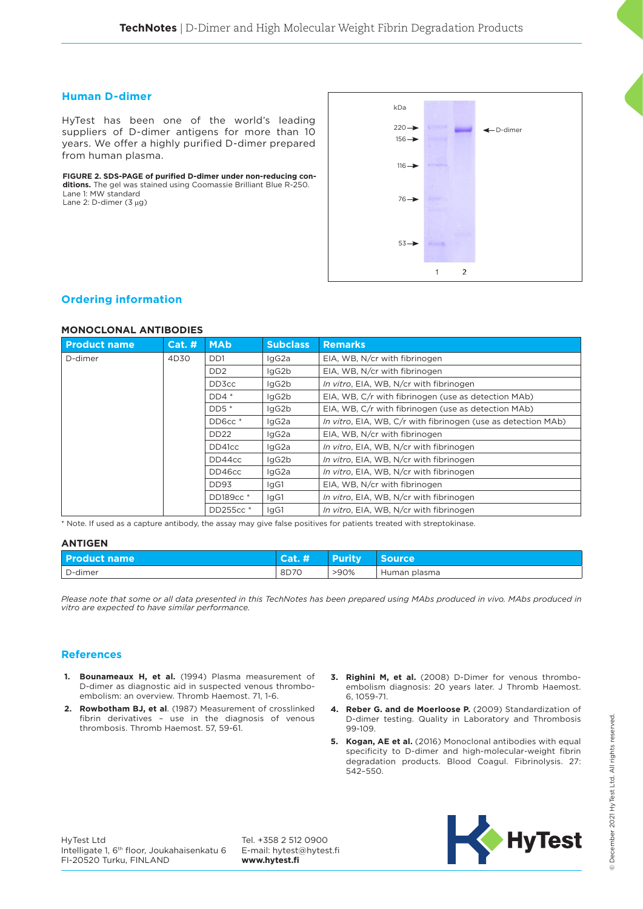## Human D-dimer

HyTest has been one of the world's leading suppliers of D-dimer antigens for more than 10 years. We offer a highly purified D-dimer prepared from human plasma.

**FIGURE 2. SDS-PAGE of purified D-dimer under non-reducing conditions.** The gel was stained using Coomassie Brilliant Blue R-250.
Lane 1: MW standard
Lane 2: D-dimer (3 µg)

kDa
220
156
116
76
53
D-dimer
1
2

## Ordering information

### MONOCLONAL ANTIBODIES

| Product name | Cat. # | MAb | Subclass | Remarks |
|---|---|---|---|---|
| D-dimer | 4D30 | DD1 | IgG2a | EIA, WB, N/cr with fibrinogen |
| | | DD2 | IgG2b | EIA, WB, N/cr with fibrinogen |
| | | DD3cc | IgG2b | *In vitro*, EIA, WB, N/cr with fibrinogen |
| | | DD4 * | IgG2b | EIA, WB, C/r with fibrinogen (use as detection MAb) |
| | | DD5 * | IgG2b | EIA, WB, C/r with fibrinogen (use as detection MAb) |
| | | DD6cc * | IgG2a | *In vitro*, EIA, WB, C/r with fibrinogen (use as detection MAb) |
| | | DD22 | IgG2a | EIA, WB, N/cr with fibrinogen |
| | | DD41cc | IgG2a | *In vitro*, EIA, WB, N/cr with fibrinogen |
| | | DD44cc | IgG2b | *In vitro*, EIA, WB, N/cr with fibrinogen |
| | | DD46cc | IgG2a | *In vitro*, EIA, WB, N/cr with fibrinogen |
| | | DD93 | IgG1 | EIA, WB, N/cr with fibrinogen |
| | | DD189cc * | IgG1 | *In vitro*, EIA, WB, N/cr with fibrinogen |
| | | DD255cc * | IgG1 | *In vitro*, EIA, WB, N/cr with fibrinogen |

* Note. If used as a capture antibody, the assay may give false positives for patients treated with streptokinase.

### ANTIGEN

| Product name | Cat. # | Purity | Source |
|---|---|---|---|
| D-dimer | 8D70 | >90% | Human plasma |

*Please note that some or all data presented in this TechNotes has been prepared using MAbs produced in vivo. MAbs produced in vitro are expected to have similar performance.*

## References

1. **Bounameaux H, et al.** (1994) Plasma measurement of D-dimer as diagnostic aid in suspected venous thromboembolism: an overview. Thromb Haemost. 71, 1-6.
2. **Rowbotham BJ, et al**. (1987) Measurement of crosslinked fibrin derivatives – use in the diagnosis of venous thrombosis. Thromb Haemost. 57, 59-61.
3. **Righini M, et al.** (2008) D-Dimer for venous thromboembolism diagnosis: 20 years later. J Thromb Haemost. 6, 1059-71.
4. **Reber G. and de Moerloose P.** (2009) Standardization of D-dimer testing. Quality in Laboratory and Thrombosis 99-109.
5. **Kogan, AE et al.** (2016) Monoclonal antibodies with equal specificity to D-dimer and high-molecular-weight fibrin degradation products. Blood Coagul. Fibrinolysis. 27: 542–550.

HyTest Ltd
Intelligate 1, 6th floor, Joukahaisenkatu 6
FI-20520 Turku, FINLAND

Tel. +358 2 512 0900
E-mail: hytest@hytest.fi
**www.hytest.fi**

HyTest

© December 2021 HyTest Ltd. All rights reserved.